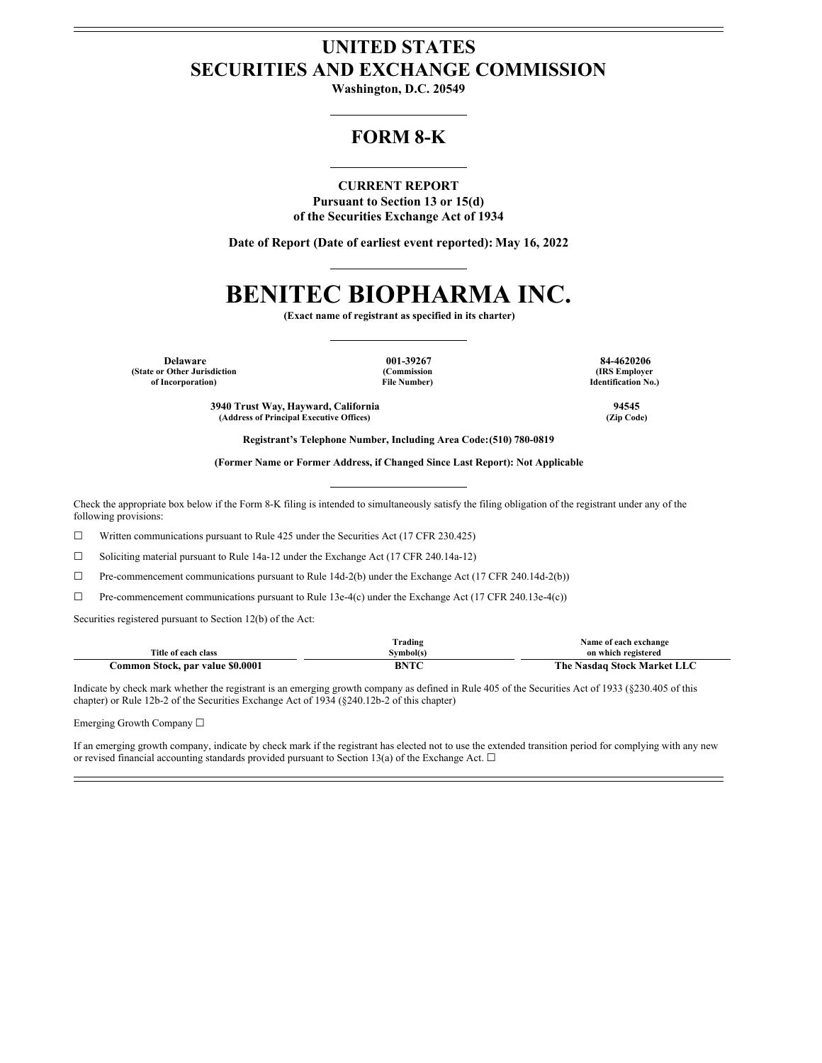# UNITED STATES
# SECURITIES AND EXCHANGE COMMISSION

**Washington, D.C. 20549**

## FORM 8-K

**CURRENT REPORT**
**Pursuant to Section 13 or 15(d)**
**of the Securities Exchange Act of 1934**

**Date of Report (Date of earliest event reported): May 16, 2022**

# BENITEC BIOPHARMA INC.

**(Exact name of registrant as specified in its charter)**

| Delaware | 001-39267 | 84-4620206 |
|---|---|---|
| (State or Other Jurisdiction of Incorporation) | (Commission File Number) | (IRS Employer Identification No.) |

| 3940 Trust Way, Hayward, California | 94545 |
|---|---|
| (Address of Principal Executive Offices) | (Zip Code) |

**Registrant's Telephone Number, Including Area Code: (510) 780-0819**

**(Former Name or Former Address, if Changed Since Last Report): Not Applicable**

Check the appropriate box below if the Form 8-K filing is intended to simultaneously satisfy the filing obligation of the registrant under any of the following provisions:

☐ Written communications pursuant to Rule 425 under the Securities Act (17 CFR 230.425)

☐ Soliciting material pursuant to Rule 14a-12 under the Exchange Act (17 CFR 240.14a-12)

☐ Pre-commencement communications pursuant to Rule 14d-2(b) under the Exchange Act (17 CFR 240.14d-2(b))

☐ Pre-commencement communications pursuant to Rule 13e-4(c) under the Exchange Act (17 CFR 240.13e-4(c))

Securities registered pursuant to Section 12(b) of the Act:

| Title of each class | Trading Symbol(s) | Name of each exchange on which registered |
|---|---|---|
| **Common Stock, par value $0.0001** | **BNTC** | **The Nasdaq Stock Market LLC** |

Indicate by check mark whether the registrant is an emerging growth company as defined in Rule 405 of the Securities Act of 1933 (§230.405 of this chapter) or Rule 12b-2 of the Securities Exchange Act of 1934 (§240.12b-2 of this chapter)

Emerging Growth Company ☐

If an emerging growth company, indicate by check mark if the registrant has elected not to use the extended transition period for complying with any new or revised financial accounting standards provided pursuant to Section 13(a) of the Exchange Act. ☐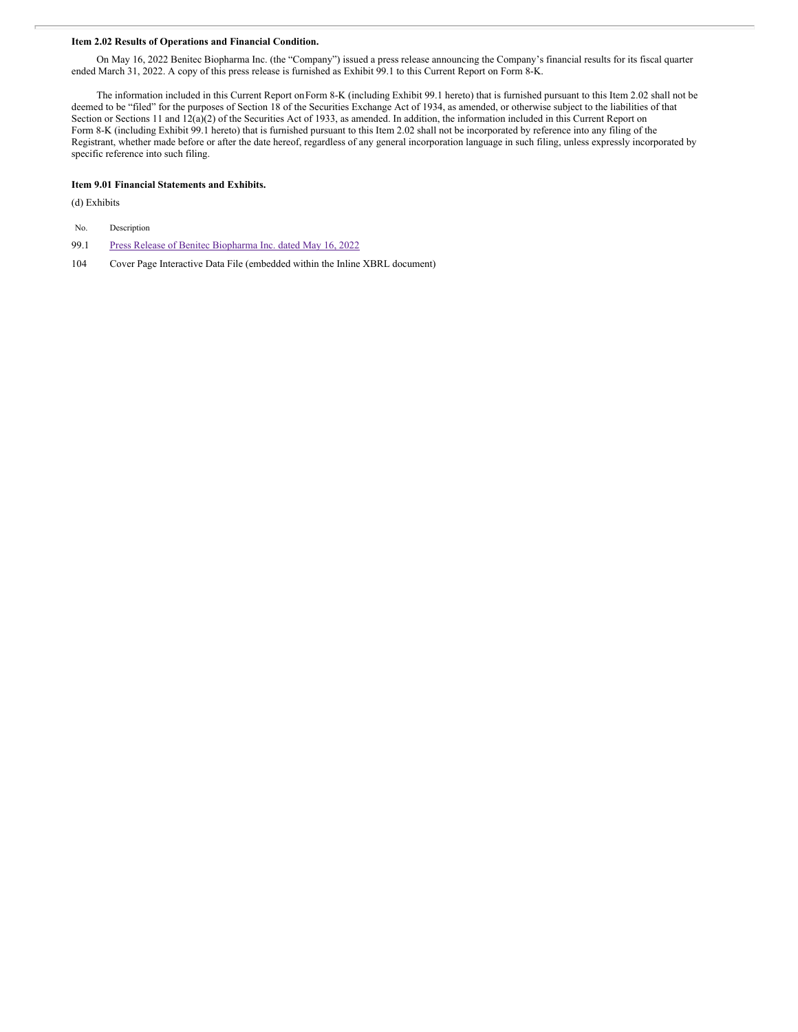**Item 2.02 Results of Operations and Financial Condition.**

On May 16, 2022 Benitec Biopharma Inc. (the "Company") issued a press release announcing the Company's financial results for its fiscal quarter ended March 31, 2022. A copy of this press release is furnished as Exhibit 99.1 to this Current Report on Form 8-K.

The information included in this Current Report on Form 8-K (including Exhibit 99.1 hereto) that is furnished pursuant to this Item 2.02 shall not be deemed to be "filed" for the purposes of Section 18 of the Securities Exchange Act of 1934, as amended, or otherwise subject to the liabilities of that Section or Sections 11 and 12(a)(2) of the Securities Act of 1933, as amended. In addition, the information included in this Current Report on Form 8-K (including Exhibit 99.1 hereto) that is furnished pursuant to this Item 2.02 shall not be incorporated by reference into any filing of the Registrant, whether made before or after the date hereof, regardless of any general incorporation language in such filing, unless expressly incorporated by specific reference into such filing.

**Item 9.01 Financial Statements and Exhibits.**

(d) Exhibits

| No. | Description |
| --- | --- |
| 99.1 | Press Release of Benitec Biopharma Inc. dated May 16, 2022 |
| 104 | Cover Page Interactive Data File (embedded within the Inline XBRL document) |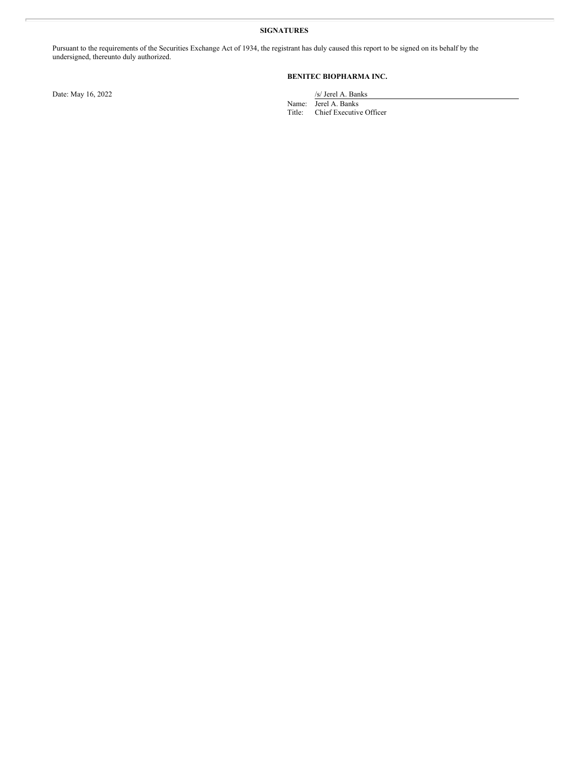**SIGNATURES**

Pursuant to the requirements of the Securities Exchange Act of 1934, the registrant has duly caused this report to be signed on its behalf by the undersigned, thereunto duly authorized.

**BENITEC BIOPHARMA INC.**

Date: May 16, 2022

/s/ Jerel A. Banks

Name: Jerel A. Banks

Title: Chief Executive Officer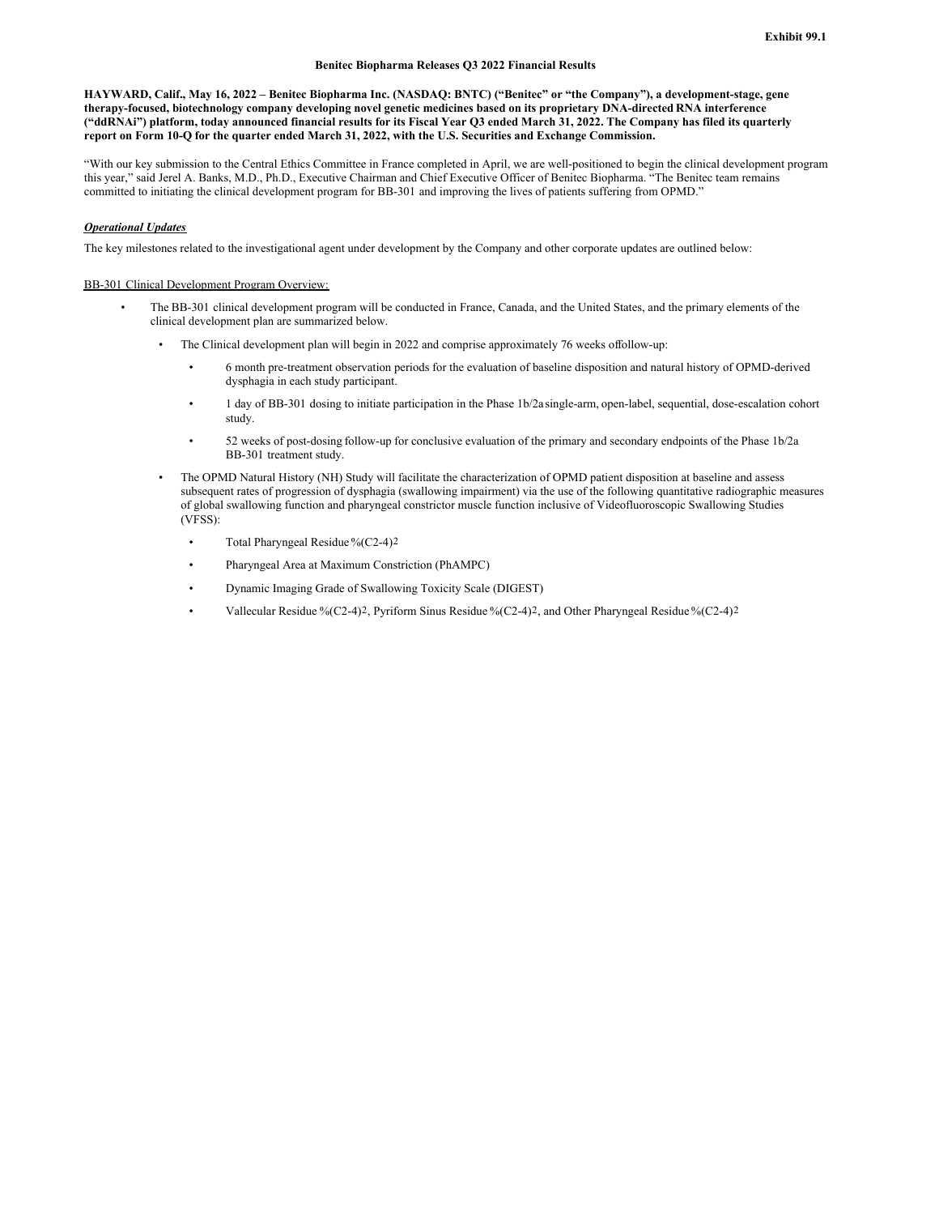Exhibit 99.1

### Benitec Biopharma Releases Q3 2022 Financial Results

**HAYWARD, Calif., May 16, 2022 – Benitec Biopharma Inc. (NASDAQ: BNTC) ("Benitec" or "the Company"), a development-stage, gene therapy-focused, biotechnology company developing novel genetic medicines based on its proprietary DNA-directed RNA interference ("ddRNAi") platform, today announced financial results for its Fiscal Year Q3 ended March 31, 2022. The Company has filed its quarterly report on Form 10-Q for the quarter ended March 31, 2022, with the U.S. Securities and Exchange Commission.**

"With our key submission to the Central Ethics Committee in France completed in April, we are well-positioned to begin the clinical development program this year," said Jerel A. Banks, M.D., Ph.D., Executive Chairman and Chief Executive Officer of Benitec Biopharma. "The Benitec team remains committed to initiating the clinical development program for BB-301 and improving the lives of patients suffering from OPMD."

***Operational Updates***

The key milestones related to the investigational agent under development by the Company and other corporate updates are outlined below:

BB-301 Clinical Development Program Overview:

- The BB-301 clinical development program will be conducted in France, Canada, and the United States, and the primary elements of the clinical development plan are summarized below.
  - The Clinical development plan will begin in 2022 and comprise approximately 76 weeks of follow-up:
    - 6 month pre-treatment observation periods for the evaluation of baseline disposition and natural history of OPMD-derived dysphagia in each study participant.
    - 1 day of BB-301 dosing to initiate participation in the Phase 1b/2a single-arm, open-label, sequential, dose-escalation cohort study.
    - 52 weeks of post-dosing follow-up for conclusive evaluation of the primary and secondary endpoints of the Phase 1b/2a BB-301 treatment study.
  - The OPMD Natural History (NH) Study will facilitate the characterization of OPMD patient disposition at baseline and assess subsequent rates of progression of dysphagia (swallowing impairment) via the use of the following quantitative radiographic measures of global swallowing function and pharyngeal constrictor muscle function inclusive of Videofluoroscopic Swallowing Studies (VFSS):
    - Total Pharyngeal Residue $\%(C2\text{-}4)^2$
    - Pharyngeal Area at Maximum Constriction (PhAMPC)
    - Dynamic Imaging Grade of Swallowing Toxicity Scale (DIGEST)
    - Vallecular Residue $\%(C2\text{-}4)^2$, Pyriform Sinus Residue $\%(C2\text{-}4)^2$, and Other Pharyngeal Residue $\%(C2\text{-}4)^2$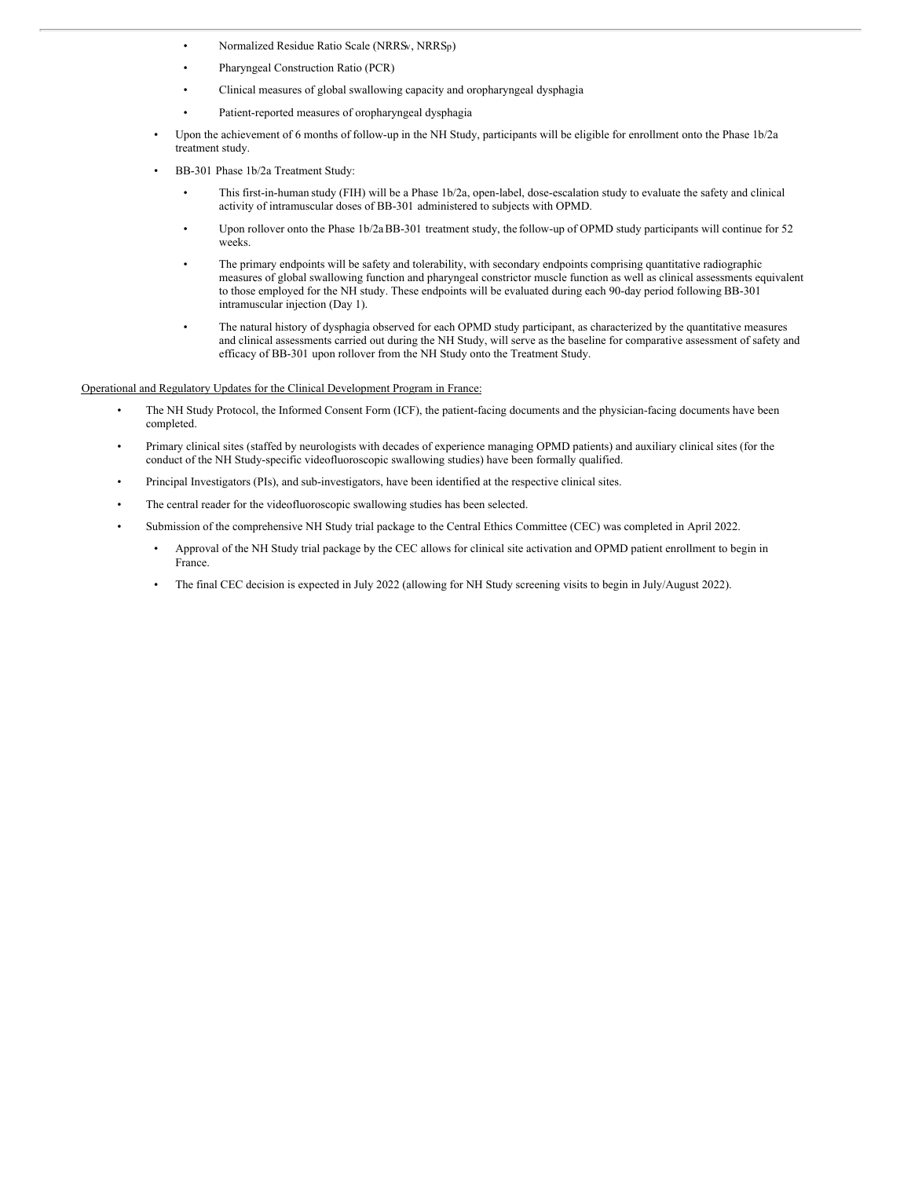- Normalized Residue Ratio Scale ($NRRS_v$, $NRRS_p$)
    - Pharyngeal Construction Ratio (PCR)
    - Clinical measures of global swallowing capacity and oropharyngeal dysphagia
    - Patient-reported measures of oropharyngeal dysphagia
- Upon the achievement of 6 months of follow-up in the NH Study, participants will be eligible for enrollment onto the Phase 1b/2a treatment study.
- BB-301 Phase 1b/2a Treatment Study:
    - This first-in-human study (FIH) will be a Phase 1b/2a, open-label, dose-escalation study to evaluate the safety and clinical activity of intramuscular doses of BB-301 administered to subjects with OPMD.
    - Upon rollover onto the Phase 1b/2a BB-301 treatment study, the follow-up of OPMD study participants will continue for 52 weeks.
    - The primary endpoints will be safety and tolerability, with secondary endpoints comprising quantitative radiographic measures of global swallowing function and pharyngeal constrictor muscle function as well as clinical assessments equivalent to those employed for the NH study. These endpoints will be evaluated during each 90-day period following BB-301 intramuscular injection (Day 1).
    - The natural history of dysphagia observed for each OPMD study participant, as characterized by the quantitative measures and clinical assessments carried out during the NH Study, will serve as the baseline for comparative assessment of safety and efficacy of BB-301 upon rollover from the NH Study onto the Treatment Study.

<u>Operational and Regulatory Updates for the Clinical Development Program in France:</u>

- The NH Study Protocol, the Informed Consent Form (ICF), the patient-facing documents and the physician-facing documents have been completed.
- Primary clinical sites (staffed by neurologists with decades of experience managing OPMD patients) and auxiliary clinical sites (for the conduct of the NH Study-specific videofluoroscopic swallowing studies) have been formally qualified.
- Principal Investigators (PIs), and sub-investigators, have been identified at the respective clinical sites.
- The central reader for the videofluoroscopic swallowing studies has been selected.
- Submission of the comprehensive NH Study trial package to the Central Ethics Committee (CEC) was completed in April 2022.
    - Approval of the NH Study trial package by the CEC allows for clinical site activation and OPMD patient enrollment to begin in France.
    - The final CEC decision is expected in July 2022 (allowing for NH Study screening visits to begin in July/August 2022).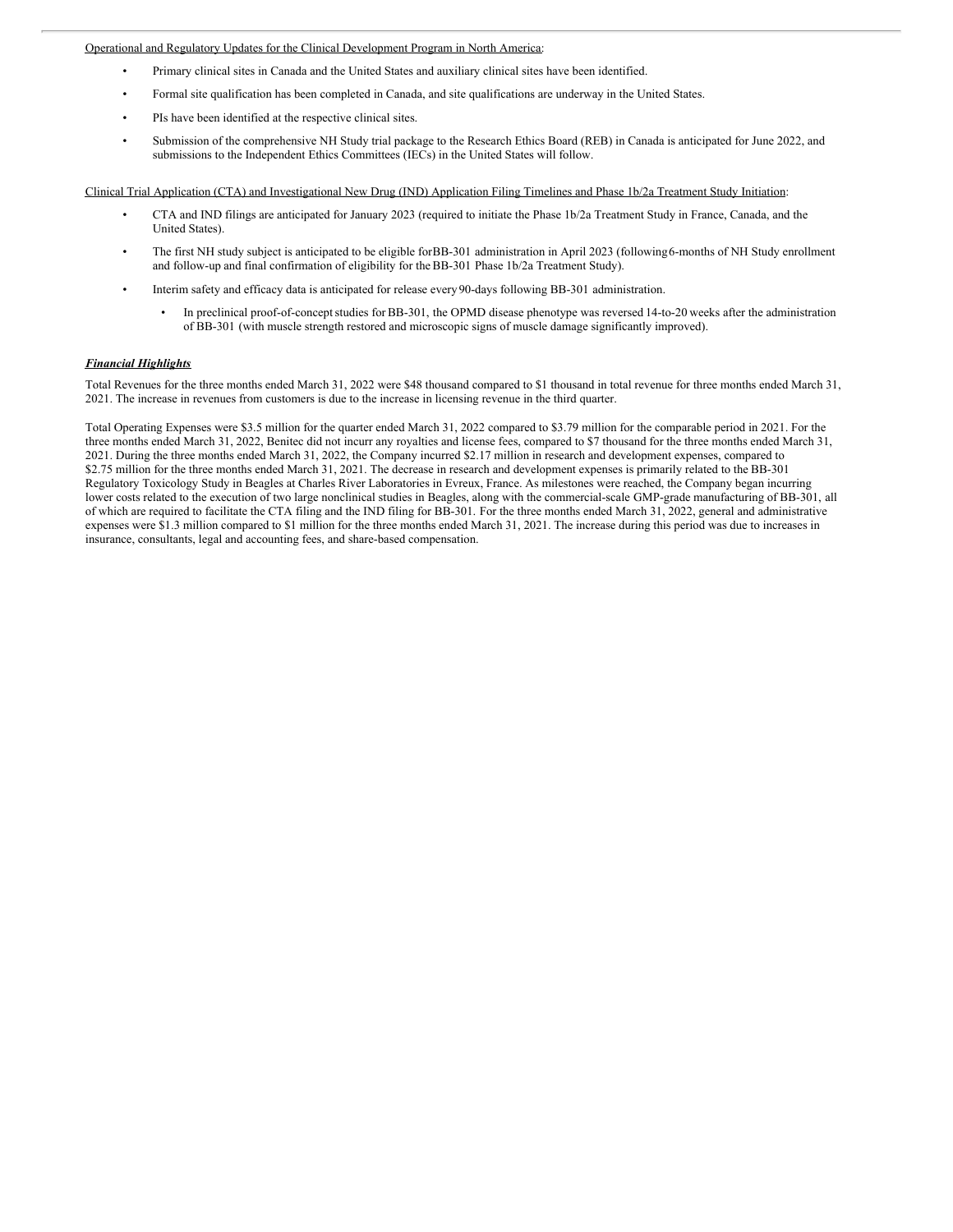Operational and Regulatory Updates for the Clinical Development Program in North America:

- Primary clinical sites in Canada and the United States and auxiliary clinical sites have been identified.
- Formal site qualification has been completed in Canada, and site qualifications are underway in the United States.
- PIs have been identified at the respective clinical sites.
- Submission of the comprehensive NH Study trial package to the Research Ethics Board (REB) in Canada is anticipated for June 2022, and submissions to the Independent Ethics Committees (IECs) in the United States will follow.

Clinical Trial Application (CTA) and Investigational New Drug (IND) Application Filing Timelines and Phase 1b/2a Treatment Study Initiation:

- CTA and IND filings are anticipated for January 2023 (required to initiate the Phase 1b/2a Treatment Study in France, Canada, and the United States).
- The first NH study subject is anticipated to be eligible for BB-301 administration in April 2023 (following 6-months of NH Study enrollment and follow-up and final confirmation of eligibility for the BB-301 Phase 1b/2a Treatment Study).
- Interim safety and efficacy data is anticipated for release every 90-days following BB-301 administration.
  - In preclinical proof-of-concept studies for BB-301, the OPMD disease phenotype was reversed 14-to-20 weeks after the administration of BB-301 (with muscle strength restored and microscopic signs of muscle damage significantly improved).

***Financial Highlights***

Total Revenues for the three months ended March 31, 2022 were $48 thousand compared to $1 thousand in total revenue for three months ended March 31, 2021. The increase in revenues from customers is due to the increase in licensing revenue in the third quarter.

Total Operating Expenses were $3.5 million for the quarter ended March 31, 2022 compared to $3.79 million for the comparable period in 2021. For the three months ended March 31, 2022, Benitec did not incurr any royalties and license fees, compared to $7 thousand for the three months ended March 31, 2021. During the three months ended March 31, 2022, the Company incurred $2.17 million in research and development expenses, compared to $2.75 million for the three months ended March 31, 2021. The decrease in research and development expenses is primarily related to the BB-301 Regulatory Toxicology Study in Beagles at Charles River Laboratories in Evreux, France. As milestones were reached, the Company began incurring lower costs related to the execution of two large nonclinical studies in Beagles, along with the commercial-scale GMP-grade manufacturing of BB-301, all of which are required to facilitate the CTA filing and the IND filing for BB-301. For the three months ended March 31, 2022, general and administrative expenses were $1.3 million compared to $1 million for the three months ended March 31, 2021. The increase during this period was due to increases in insurance, consultants, legal and accounting fees, and share-based compensation.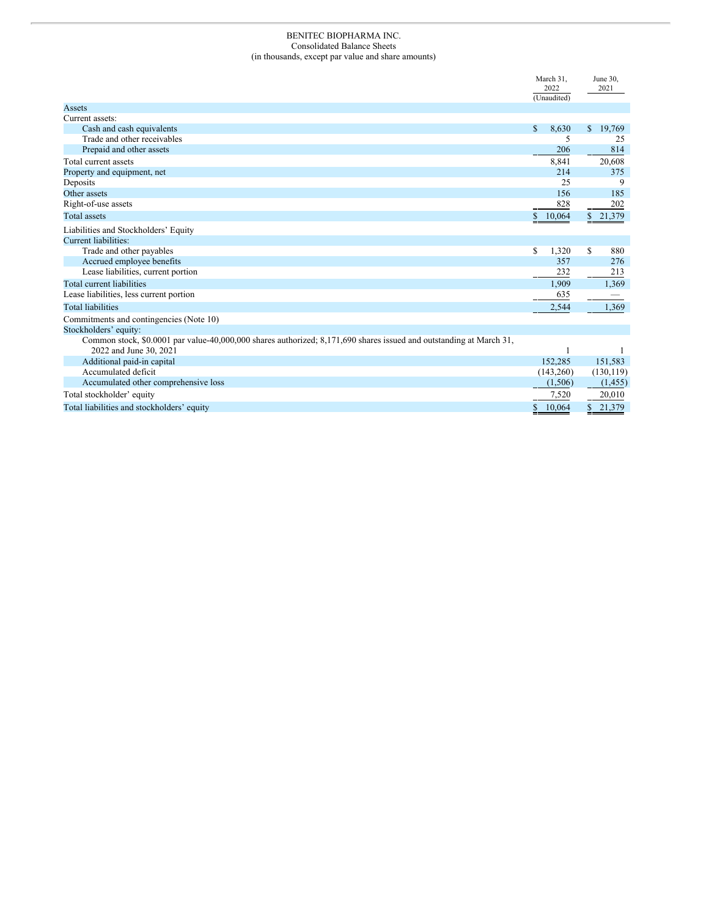BENITEC BIOPHARMA INC.
Consolidated Balance Sheets
(in thousands, except par value and share amounts)

| | March 31, 2022 (Unaudited) | June 30, 2021 |
|---|---|---|
| Assets | | |
| Current assets: | | |
| Cash and cash equivalents | $ 8,630 | $ 19,769 |
| Trade and other receivables | 5 | 25 |
| Prepaid and other assets | 206 | 814 |
| Total current assets | 8,841 | 20,608 |
| Property and equipment, net | 214 | 375 |
| Deposits | 25 | 9 |
| Other assets | 156 | 185 |
| Right-of-use assets | 828 | 202 |
| Total assets | $ 10,064 | $ 21,379 |
| Liabilities and Stockholders' Equity | | |
| Current liabilities: | | |
| Trade and other payables | $ 1,320 | $ 880 |
| Accrued employee benefits | 357 | 276 |
| Lease liabilities, current portion | 232 | 213 |
| Total current liabilities | 1,909 | 1,369 |
| Lease liabilities, less current portion | 635 | — |
| Total liabilities | 2,544 | 1,369 |
| Commitments and contingencies (Note 10) | | |
| Stockholders' equity: | | |
| Common stock, $0.0001 par value-40,000,000 shares authorized; 8,171,690 shares issued and outstanding at March 31, 2022 and June 30, 2021 | 1 | 1 |
| Additional paid-in capital | 152,285 | 151,583 |
| Accumulated deficit | (143,260) | (130,119) |
| Accumulated other comprehensive loss | (1,506) | (1,455) |
| Total stockholder' equity | 7,520 | 20,010 |
| Total liabilities and stockholders' equity | $ 10,064 | $ 21,379 |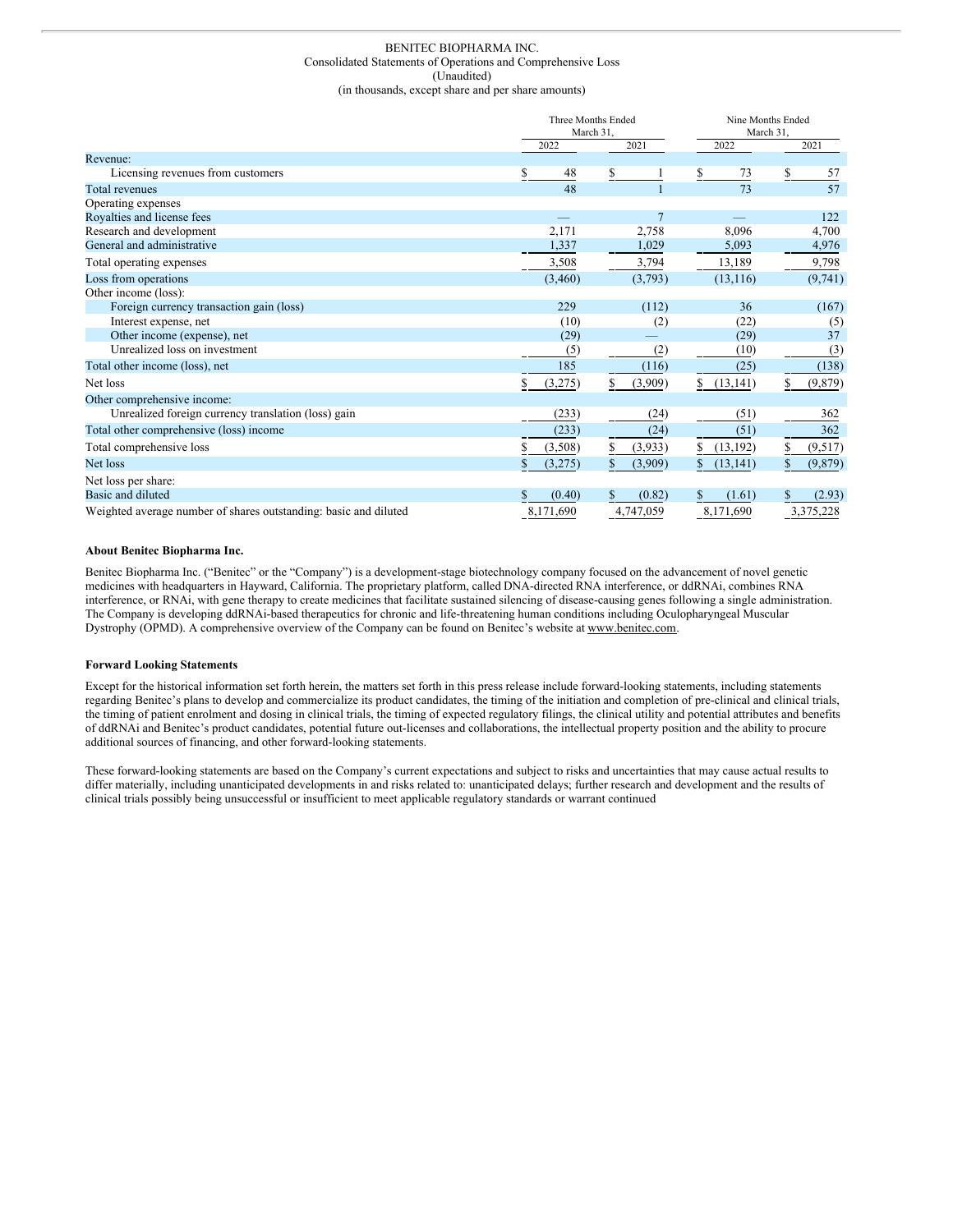BENITEC BIOPHARMA INC.
Consolidated Statements of Operations and Comprehensive Loss
(Unaudited)
(in thousands, except share and per share amounts)

| | Three Months Ended March 31, | | Nine Months Ended March 31, | |
|---|---|---|---|---|
| | 2022 | 2021 | 2022 | 2021 |
| Revenue: | | | | |
| Licensing revenues from customers | $ 48 | $ 1 | $ 73 | $ 57 |
| Total revenues | 48 | 1 | 73 | 57 |
| Operating expenses | | | | |
| Royalties and license fees | — | 7 | — | 122 |
| Research and development | 2,171 | 2,758 | 8,096 | 4,700 |
| General and administrative | 1,337 | 1,029 | 5,093 | 4,976 |
| Total operating expenses | 3,508 | 3,794 | 13,189 | 9,798 |
| Loss from operations | (3,460) | (3,793) | (13,116) | (9,741) |
| Other income (loss): | | | | |
| Foreign currency transaction gain (loss) | 229 | (112) | 36 | (167) |
| Interest expense, net | (10) | (2) | (22) | (5) |
| Other income (expense), net | (29) | — | (29) | 37 |
| Unrealized loss on investment | (5) | (2) | (10) | (3) |
| Total other income (loss), net | 185 | (116) | (25) | (138) |
| Net loss | $ (3,275) | $ (3,909) | $ (13,141) | $ (9,879) |
| Other comprehensive income: | | | | |
| Unrealized foreign currency translation (loss) gain | (233) | (24) | (51) | 362 |
| Total other comprehensive (loss) income | (233) | (24) | (51) | 362 |
| Total comprehensive loss | $ (3,508) | $ (3,933) | $ (13,192) | $ (9,517) |
| Net loss | $ (3,275) | $ (3,909) | $ (13,141) | $ (9,879) |
| Net loss per share: | | | | |
| Basic and diluted | $ (0.40) | $ (0.82) | $ (1.61) | $ (2.93) |
| Weighted average number of shares outstanding: basic and diluted | 8,171,690 | 4,747,059 | 8,171,690 | 3,375,228 |

**About Benitec Biopharma Inc.**

Benitec Biopharma Inc. ("Benitec" or the "Company") is a development-stage biotechnology company focused on the advancement of novel genetic medicines with headquarters in Hayward, California. The proprietary platform, called DNA-directed RNA interference, or ddRNAi, combines RNA interference, or RNAi, with gene therapy to create medicines that facilitate sustained silencing of disease-causing genes following a single administration. The Company is developing ddRNAi-based therapeutics for chronic and life-threatening human conditions including Oculopharyngeal Muscular Dystrophy (OPMD). A comprehensive overview of the Company can be found on Benitec's website at www.benitec.com.

**Forward Looking Statements**

Except for the historical information set forth herein, the matters set forth in this press release include forward-looking statements, including statements regarding Benitec's plans to develop and commercialize its product candidates, the timing of the initiation and completion of pre-clinical and clinical trials, the timing of patient enrolment and dosing in clinical trials, the timing of expected regulatory filings, the clinical utility and potential attributes and benefits of ddRNAi and Benitec's product candidates, potential future out-licenses and collaborations, the intellectual property position and the ability to procure additional sources of financing, and other forward-looking statements.

These forward-looking statements are based on the Company's current expectations and subject to risks and uncertainties that may cause actual results to differ materially, including unanticipated developments in and risks related to: unanticipated delays; further research and development and the results of clinical trials possibly being unsuccessful or insufficient to meet applicable regulatory standards or warrant continued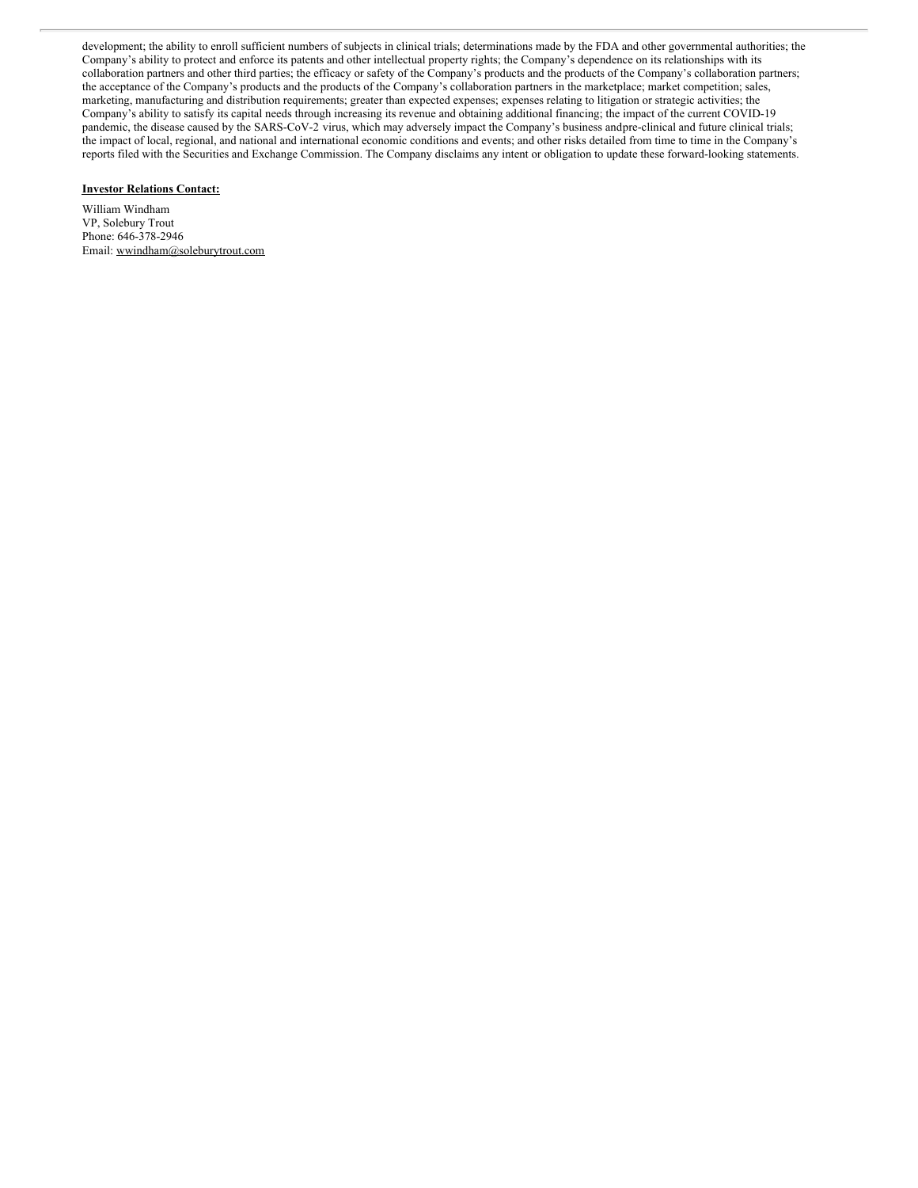development; the ability to enroll sufficient numbers of subjects in clinical trials; determinations made by the FDA and other governmental authorities; the Company's ability to protect and enforce its patents and other intellectual property rights; the Company's dependence on its relationships with its collaboration partners and other third parties; the efficacy or safety of the Company's products and the products of the Company's collaboration partners; the acceptance of the Company's products and the products of the Company's collaboration partners in the marketplace; market competition; sales, marketing, manufacturing and distribution requirements; greater than expected expenses; expenses relating to litigation or strategic activities; the Company's ability to satisfy its capital needs through increasing its revenue and obtaining additional financing; the impact of the current COVID-19 pandemic, the disease caused by the SARS-CoV-2 virus, which may adversely impact the Company's business andpre-clinical and future clinical trials; the impact of local, regional, and national and international economic conditions and events; and other risks detailed from time to time in the Company's reports filed with the Securities and Exchange Commission. The Company disclaims any intent or obligation to update these forward-looking statements.

**Investor Relations Contact:**

William Windham
VP, Solebury Trout
Phone: 646-378-2946
Email: wwindham@soleburytrout.com